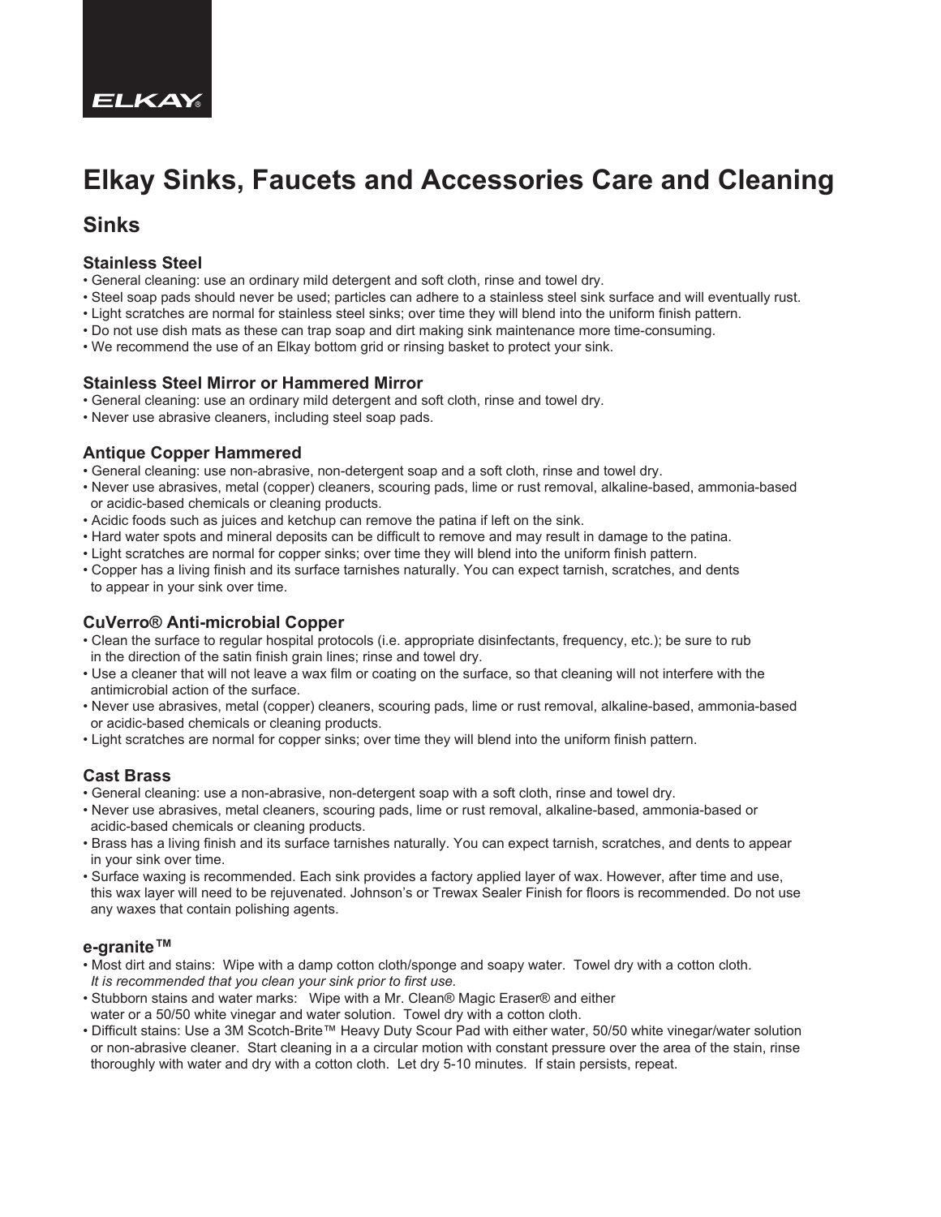# Elkay Sinks, Faucets and Accessories Care and Cleaning

## Sinks

### Stainless Steel

- General cleaning: use an ordinary mild detergent and soft cloth, rinse and towel dry.
- Steel soap pads should never be used; particles can adhere to a stainless steel sink surface and will eventually rust.
- Light scratches are normal for stainless steel sinks; over time they will blend into the uniform finish pattern.
- Do not use dish mats as these can trap soap and dirt making sink maintenance more time-consuming.
- We recommend the use of an Elkay bottom grid or rinsing basket to protect your sink.

### Stainless Steel Mirror or Hammered Mirror

- General cleaning: use an ordinary mild detergent and soft cloth, rinse and towel dry.
- Never use abrasive cleaners, including steel soap pads.

### Antique Copper Hammered

- General cleaning: use non-abrasive, non-detergent soap and a soft cloth, rinse and towel dry.
- Never use abrasives, metal (copper) cleaners, scouring pads, lime or rust removal, alkaline-based, ammonia-based or acidic-based chemicals or cleaning products.
- Acidic foods such as juices and ketchup can remove the patina if left on the sink.
- Hard water spots and mineral deposits can be difficult to remove and may result in damage to the patina.
- Light scratches are normal for copper sinks; over time they will blend into the uniform finish pattern.
- Copper has a living finish and its surface tarnishes naturally. You can expect tarnish, scratches, and dents to appear in your sink over time.

### CuVerro® Anti-microbial Copper

- Clean the surface to regular hospital protocols (i.e. appropriate disinfectants, frequency, etc.); be sure to rub in the direction of the satin finish grain lines; rinse and towel dry.
- Use a cleaner that will not leave a wax film or coating on the surface, so that cleaning will not interfere with the antimicrobial action of the surface.
- Never use abrasives, metal (copper) cleaners, scouring pads, lime or rust removal, alkaline-based, ammonia-based or acidic-based chemicals or cleaning products.
- Light scratches are normal for copper sinks; over time they will blend into the uniform finish pattern.

### Cast Brass

- General cleaning: use a non-abrasive, non-detergent soap with a soft cloth, rinse and towel dry.
- Never use abrasives, metal cleaners, scouring pads, lime or rust removal, alkaline-based, ammonia-based or acidic-based chemicals or cleaning products.
- Brass has a living finish and its surface tarnishes naturally. You can expect tarnish, scratches, and dents to appear in your sink over time.
- Surface waxing is recommended. Each sink provides a factory applied layer of wax. However, after time and use, this wax layer will need to be rejuvenated. Johnson's or Trewax Sealer Finish for floors is recommended. Do not use any waxes that contain polishing agents.

### e-granite™

- Most dirt and stains: Wipe with a damp cotton cloth/sponge and soapy water. Towel dry with a cotton cloth. *It is recommended that you clean your sink prior to first use.*
- Stubborn stains and water marks: Wipe with a Mr. Clean® Magic Eraser® and either water or a 50/50 white vinegar and water solution. Towel dry with a cotton cloth.
- Difficult stains: Use a 3M Scotch-Brite™ Heavy Duty Scour Pad with either water, 50/50 white vinegar/water solution or non-abrasive cleaner. Start cleaning in a a circular motion with constant pressure over the area of the stain, rinse thoroughly with water and dry with a cotton cloth. Let dry 5-10 minutes. If stain persists, repeat.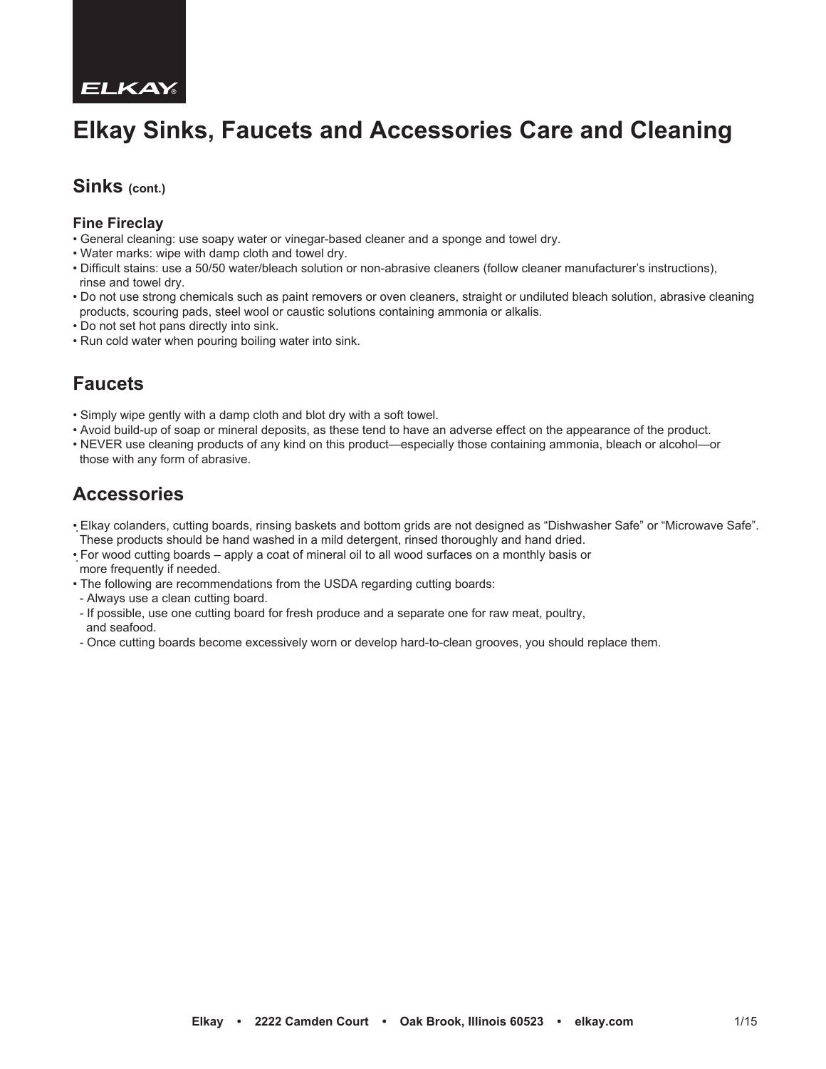ELKAY

# Elkay Sinks, Faucets and Accessories Care and Cleaning

## Sinks (cont.)

### Fine Fireclay

- General cleaning: use soapy water or vinegar-based cleaner and a sponge and towel dry.
- Water marks: wipe with damp cloth and towel dry.
- Difficult stains: use a 50/50 water/bleach solution or non-abrasive cleaners (follow cleaner manufacturer's instructions), rinse and towel dry.
- Do not use strong chemicals such as paint removers or oven cleaners, straight or undiluted bleach solution, abrasive cleaning products, scouring pads, steel wool or caustic solutions containing ammonia or alkalis.
- Do not set hot pans directly into sink.
- Run cold water when pouring boiling water into sink.

## Faucets

- Simply wipe gently with a damp cloth and blot dry with a soft towel.
- Avoid build-up of soap or mineral deposits, as these tend to have an adverse effect on the appearance of the product.
- NEVER use cleaning products of any kind on this product—especially those containing ammonia, bleach or alcohol—or those with any form of abrasive.

## Accessories

- Elkay colanders, cutting boards, rinsing baskets and bottom grids are not designed as "Dishwasher Safe" or "Microwave Safe". These products should be hand washed in a mild detergent, rinsed thoroughly and hand dried.
- For wood cutting boards – apply a coat of mineral oil to all wood surfaces on a monthly basis or more frequently if needed.
- The following are recommendations from the USDA regarding cutting boards:
  - Always use a clean cutting board.
  - If possible, use one cutting board for fresh produce and a separate one for raw meat, poultry, and seafood.
  - Once cutting boards become excessively worn or develop hard-to-clean grooves, you should replace them.

Elkay • 2222 Camden Court • Oak Brook, Illinois 60523 • elkay.com

1/15